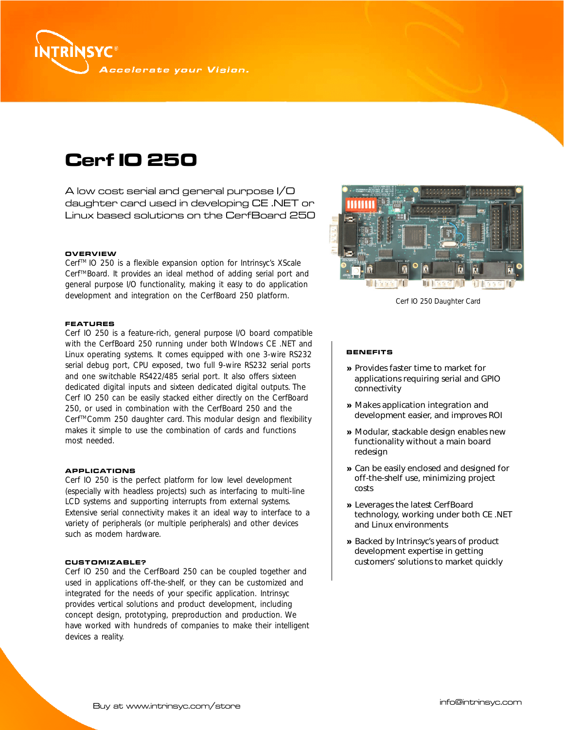INTRINSYC®

*Accelerate your Vision.*

# Cerf IO 250

A low cost serial and general purpose I/O daughter card used in developing CE .NET or Linux based solutions on the CerfBoard 250

Cerf IO 250 Daughter Card

### OVERVIEW

Cerf™ IO 250 is a flexible expansion option for Intrinsyc's XScale Cerf™Board. It provides an ideal method of adding serial port and general purpose I/O functionality, making it easy to do application development and integration on the CerfBoard 250 platform.

### FEATURES

Cerf IO 250 is a feature-rich, general purpose I/O board compatible with the CerfBoard 250 running under both WIndows CE .NET and Linux operating systems. It comes equipped with one 3-wire RS232 serial debug port, CPU exposed, two full 9-wire RS232 serial ports and one switchable RS422/485 serial port. It also offers sixteen dedicated digital inputs and sixteen dedicated digital outputs. The Cerf IO 250 can be easily stacked either directly on the CerfBoard 250, or used in combination with the CerfBoard 250 and the Cerf™Comm 250 daughter card. This modular design and flexibility makes it simple to use the combination of cards and functions most needed.

### APPLICATIONS

Cerf IO 250 is the perfect platform for low level development (especially with headless projects) such as interfacing to multi-line LCD systems and supporting interrupts from external systems. Extensive serial connectivity makes it an ideal way to interface to a variety of peripherals (or multiple peripherals) and other devices such as modem hardware.

### CUSTOMIZABLE?

Cerf IO 250 and the CerfBoard 250 can be coupled together and used in applications off-the-shelf, or they can be customized and integrated for the needs of your specific application. Intrinsyc provides vertical solutions and product development, including concept design, prototyping, preproduction and production. We have worked with hundreds of companies to make their intelligent devices a reality.

### BENEFITS

- Provides faster time to market for applications requiring serial and GPIO connectivity
- Makes application integration and development easier, and improves ROI
- Modular, stackable design enables new functionality without a main board redesign
- Can be easily enclosed and designed for off-the-shelf use, minimizing project costs
- Leverages the latest CerfBoard technology, working under both CE .NET and Linux environments
- Backed by Intrinsyc's years of product development expertise in getting customers' solutions to market quickly

Buy at www.intrinsyc.com/store

info@intrinsyc.com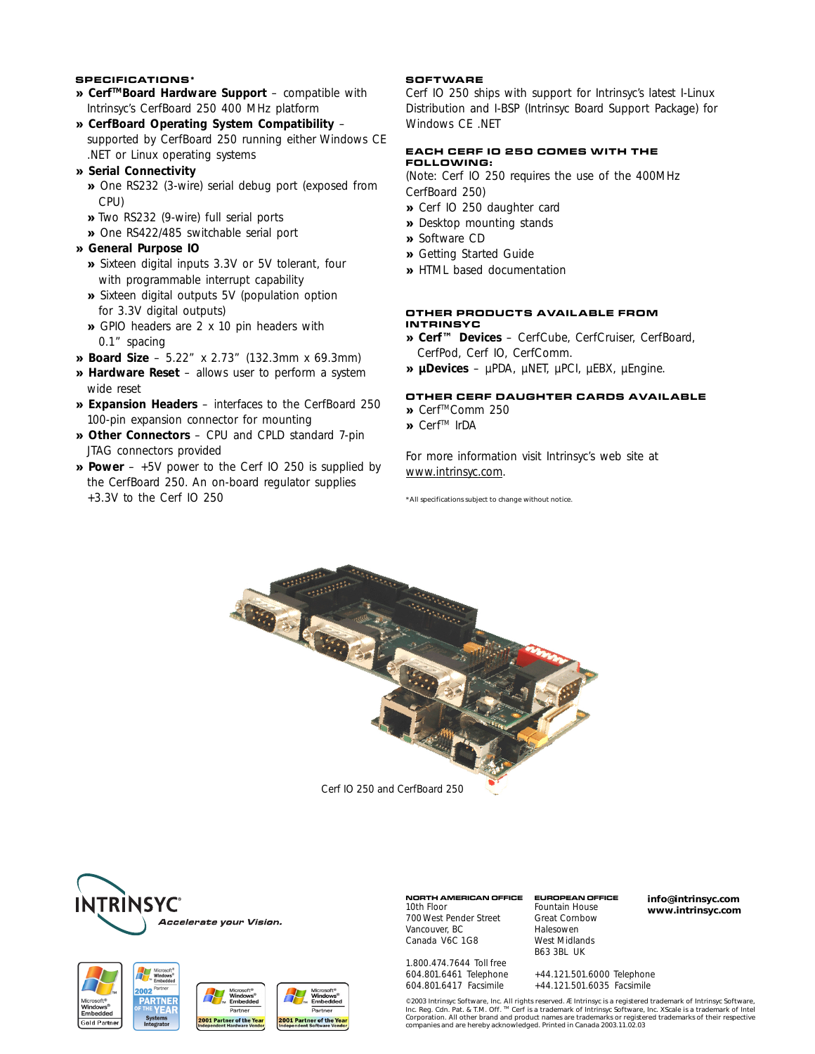## SPECIFICATIONS*

- **Cerf™Board Hardware Support** – compatible with Intrinsyc's CerfBoard 250 400 MHz platform
- **CerfBoard Operating System Compatibility** – supported by CerfBoard 250 running either Windows CE .NET or Linux operating systems
- **Serial Connectivity**
  - One RS232 (3-wire) serial debug port (exposed from CPU)
  - Two RS232 (9-wire) full serial ports
  - One RS422/485 switchable serial port
- **General Purpose IO**
  - Sixteen digital inputs 3.3V or 5V tolerant, four with programmable interrupt capability
  - Sixteen digital outputs 5V (population option for 3.3V digital outputs)
  - GPIO headers are 2 x 10 pin headers with 0.1" spacing
- **Board Size** – 5.22" x 2.73" (132.3mm x 69.3mm)
- **Hardware Reset** – allows user to perform a system wide reset
- **Expansion Headers** – interfaces to the CerfBoard 250 100-pin expansion connector for mounting
- **Other Connectors** – CPU and CPLD standard 7-pin JTAG connectors provided
- **Power** – +5V power to the Cerf IO 250 is supplied by the CerfBoard 250. An on-board regulator supplies +3.3V to the Cerf IO 250

## SOFTWARE

Cerf IO 250 ships with support for Intrinsyc's latest I-Linux Distribution and I-BSP (Intrinsyc Board Support Package) for Windows CE .NET

## EACH CERF IO 250 COMES WITH THE FOLLOWING:

(Note: Cerf IO 250 requires the use of the 400MHz CerfBoard 250)

- Cerf IO 250 daughter card
- Desktop mounting stands
- Software CD
- Getting Started Guide
- HTML based documentation

## OTHER PRODUCTS AVAILABLE FROM INTRINSYC

- **Cerf™ Devices** – CerfCube, CerfCruiser, CerfBoard, CerfPod, Cerf IO, CerfComm.
- **µDevices** – µPDA, µNET, µPCI, µEBX, µEngine.

## OTHER CERF DAUGHTER CARDS AVAILABLE

- Cerf™Comm 250
- Cerf™ IrDA

For more information visit Intrinsyc's web site at www.intrinsyc.com.

*All specifications subject to change without notice.

Cerf IO 250 and CerfBoard 250

INTRINSYC® *Accelerate your Vision.*

**NORTH AMERICAN OFFICE**
10th Floor
700 West Pender Street
Vancouver, BC
Canada V6C 1G8

1.800.474.7644 Toll free
604.801.6461 Telephone
604.801.6417 Facsimile

**EUROPEAN OFFICE**
Fountain House
Great Cornbow
Halesowen
West Midlands
B63 3BL UK

+44.121.501.6000 Telephone
+44.121.501.6035 Facsimile

**info@intrinsyc.com**
**www.intrinsyc.com**

©2003 Intrinsyc Software, Inc. All rights reserved. Æ Intrinsyc is a registered trademark of Intrinsyc Software, Inc. Reg. Cdn. Pat. & T.M. Off. ™ Cerf is a trademark of Intrinsyc Software, Inc. XScale is a trademark of Intel Corporation. All other brand and product names are trademarks or registered trademarks of their respective companies and are hereby acknowledged. Printed in Canada 2003.11.02.03